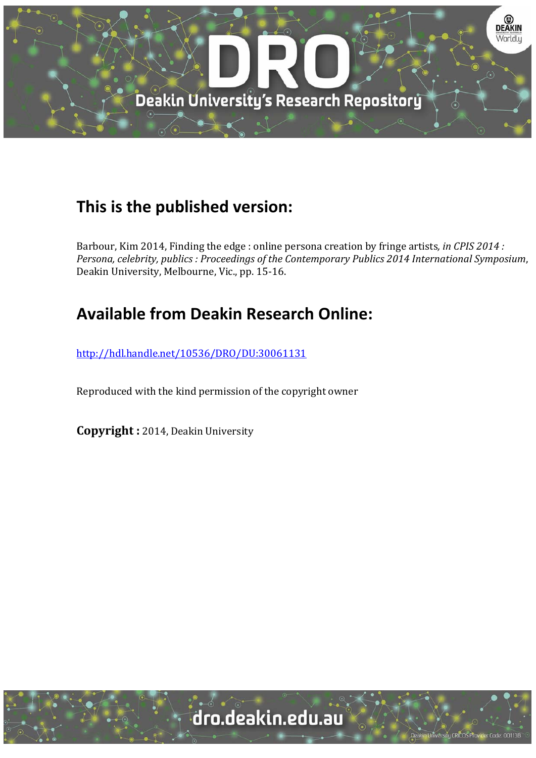## This is the published version:

Barbour, Kim 2014, Finding the edge : online persona creation by fringe artists*, in CPIS 2014 : Persona, celebrity, publics : Proceedings of the Contemporary Publics 2014 International Symposium*, Deakin University, Melbourne, Vic., pp. 15-16.

## Available from Deakin Research Online:

http://hdl.handle.net/10536/DRO/DU:30061131

Reproduced with the kind permission of the copyright owner

**Copyright :** 2014, Deakin University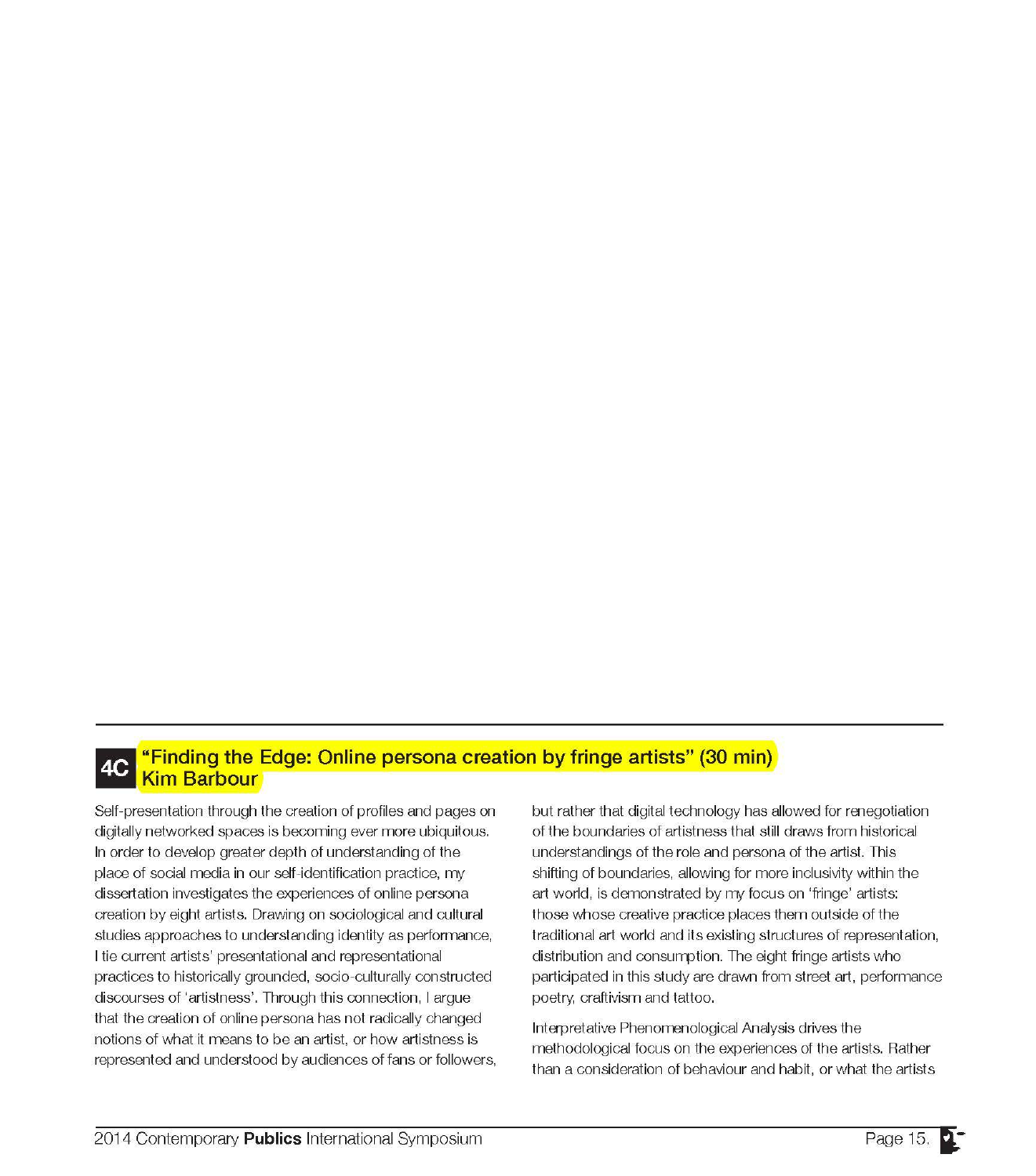## 4C "Finding the Edge: Online persona creation by fringe artists" (30 min)

### Kim Barbour

Self-presentation through the creation of profiles and pages on digitally networked spaces is becoming ever more ubiquitous. In order to develop greater depth of understanding of the place of social media in our self-identification practice, my dissertation investigates the experiences of online persona creation by eight artists. Drawing on sociological and cultural studies approaches to understanding identity as performance, I tie current artists' presentational and representational practices to historically grounded, socio-culturally constructed discourses of 'artistness'. Through this connection, I argue that the creation of online persona has not radically changed notions of what it means to be an artist, or how artistness is represented and understood by audiences of fans or followers, but rather that digital technology has allowed for renegotiation of the boundaries of artistness that still draws from historical understandings of the role and persona of the artist. This shifting of boundaries, allowing for more inclusivity within the art world, is demonstrated by my focus on 'fringe' artists: those whose creative practice places them outside of the traditional art world and its existing structures of representation, distribution and consumption. The eight fringe artists who participated in this study are drawn from street art, performance poetry, craftivism and tattoo.

Interpretative Phenomenological Analysis drives the methodological focus on the experiences of the artists. Rather than a consideration of behaviour and habit, or what the artists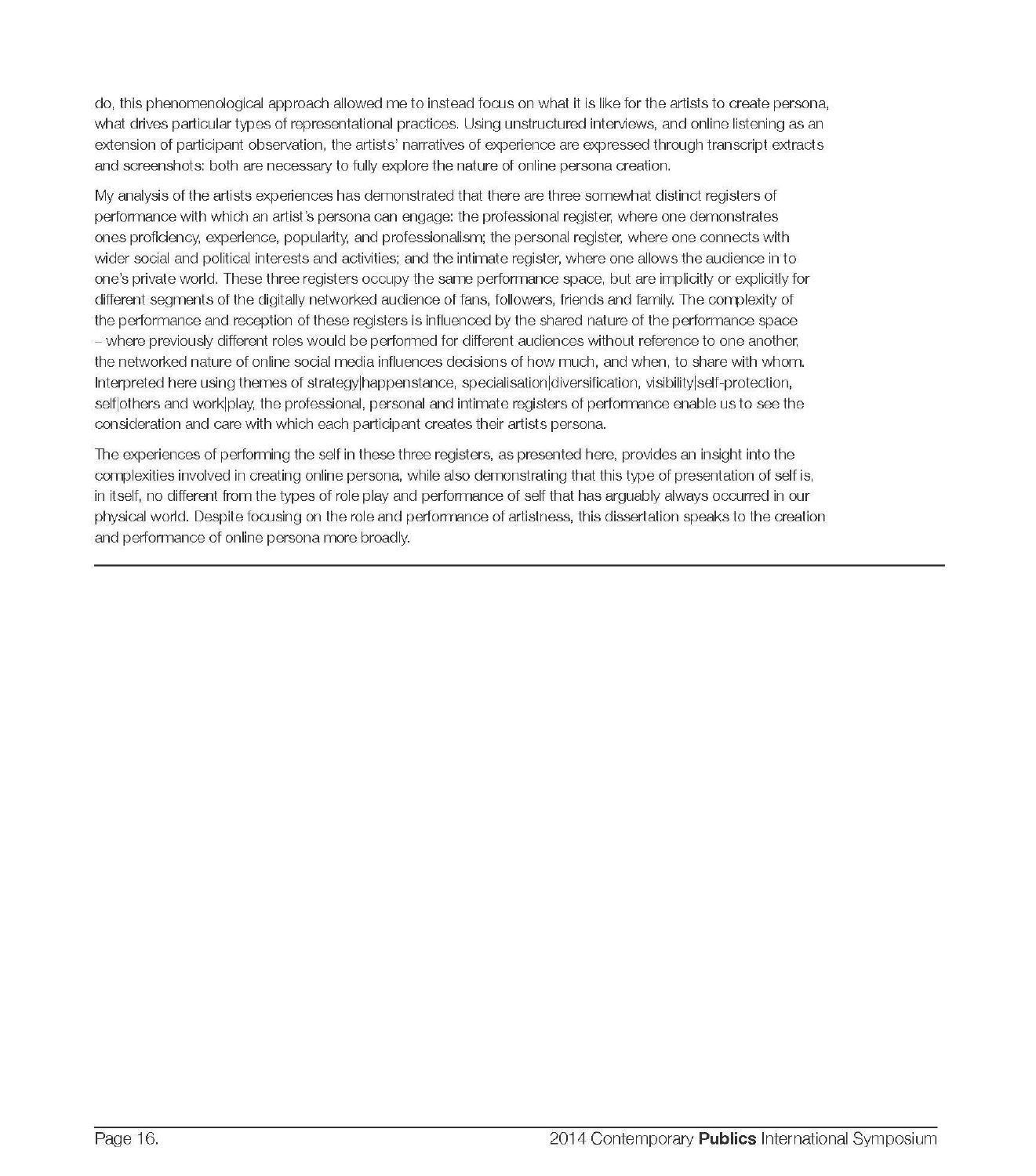do, this phenomenological approach allowed me to instead focus on what it is like for the artists to create persona, what drives particular types of representational practices. Using unstructured interviews, and online listening as an extension of participant observation, the artists' narratives of experience are expressed through transcript extracts and screenshots: both are necessary to fully explore the nature of online persona creation.

My analysis of the artists experiences has demonstrated that there are three somewhat distinct registers of performance with which an artist's persona can engage: the professional register, where one demonstrates ones proficiency, experience, popularity, and professionalism; the personal register, where one connects with wider social and political interests and activities; and the intimate register, where one allows the audience in to one's private world. These three registers occupy the same performance space, but are implicitly or explicitly for different segments of the digitally networked audience of fans, followers, friends and family. The complexity of the performance and reception of these registers is influenced by the shared nature of the performance space – where previously different roles would be performed for different audiences without reference to one another, the networked nature of online social media influences decisions of how much, and when, to share with whom. Interpreted here using themes of strategy|happenstance, specialisation|diversification, visibility|self-protection, self|others and work|play, the professional, personal and intimate registers of performance enable us to see the consideration and care with which each participant creates their artists persona.

The experiences of performing the self in these three registers, as presented here, provides an insight into the complexities involved in creating online persona, while also demonstrating that this type of presentation of self is, in itself, no different from the types of role play and performance of self that has arguably always occurred in our physical world. Despite focusing on the role and performance of artistness, this dissertation speaks to the creation and performance of online persona more broadly.